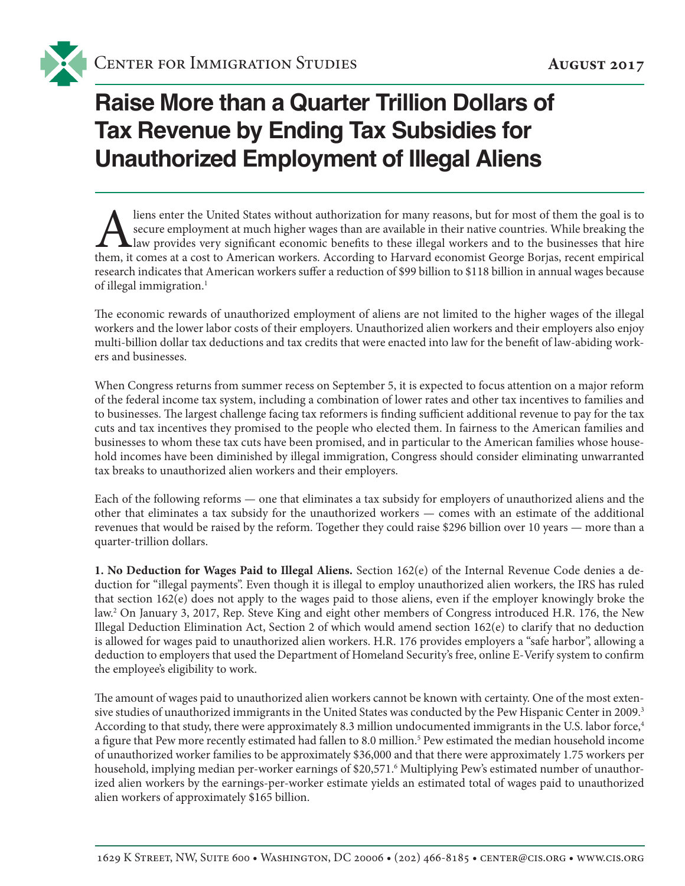Center for Immigration Studies

August 2017

# Raise More than a Quarter Trillion Dollars of Tax Revenue by Ending Tax Subsidies for Unauthorized Employment of Illegal Aliens

Aliens enter the United States without authorization for many reasons, but for most of them the goal is to secure employment at much higher wages than are available in their native countries. While breaking the law provides very significant economic benefits to these illegal workers and to the businesses that hire them, it comes at a cost to American workers. According to Harvard economist George Borjas, recent empirical research indicates that American workers suffer a reduction of $99 billion to $118 billion in annual wages because of illegal immigration.[1]

The economic rewards of unauthorized employment of aliens are not limited to the higher wages of the illegal workers and the lower labor costs of their employers. Unauthorized alien workers and their employers also enjoy multi-billion dollar tax deductions and tax credits that were enacted into law for the benefit of law-abiding workers and businesses.

When Congress returns from summer recess on September 5, it is expected to focus attention on a major reform of the federal income tax system, including a combination of lower rates and other tax incentives to families and to businesses. The largest challenge facing tax reformers is finding sufficient additional revenue to pay for the tax cuts and tax incentives they promised to the people who elected them. In fairness to the American families and businesses to whom these tax cuts have been promised, and in particular to the American families whose household incomes have been diminished by illegal immigration, Congress should consider eliminating unwarranted tax breaks to unauthorized alien workers and their employers.

Each of the following reforms — one that eliminates a tax subsidy for employers of unauthorized aliens and the other that eliminates a tax subsidy for the unauthorized workers — comes with an estimate of the additional revenues that would be raised by the reform. Together they could raise $296 billion over 10 years — more than a quarter-trillion dollars.

**1. No Deduction for Wages Paid to Illegal Aliens.** Section 162(e) of the Internal Revenue Code denies a deduction for "illegal payments". Even though it is illegal to employ unauthorized alien workers, the IRS has ruled that section 162(e) does not apply to the wages paid to those aliens, even if the employer knowingly broke the law.[2] On January 3, 2017, Rep. Steve King and eight other members of Congress introduced H.R. 176, the New Illegal Deduction Elimination Act, Section 2 of which would amend section 162(e) to clarify that no deduction is allowed for wages paid to unauthorized alien workers. H.R. 176 provides employers a "safe harbor", allowing a deduction to employers that used the Department of Homeland Security's free, online E-Verify system to confirm the employee's eligibility to work.

The amount of wages paid to unauthorized alien workers cannot be known with certainty. One of the most extensive studies of unauthorized immigrants in the United States was conducted by the Pew Hispanic Center in 2009.[3] According to that study, there were approximately 8.3 million undocumented immigrants in the U.S. labor force,[4] a figure that Pew more recently estimated had fallen to 8.0 million.[5] Pew estimated the median household income of unauthorized worker families to be approximately $36,000 and that there were approximately 1.75 workers per household, implying median per-worker earnings of $20,571.[6] Multiplying Pew's estimated number of unauthorized alien workers by the earnings-per-worker estimate yields an estimated total of wages paid to unauthorized alien workers of approximately $165 billion.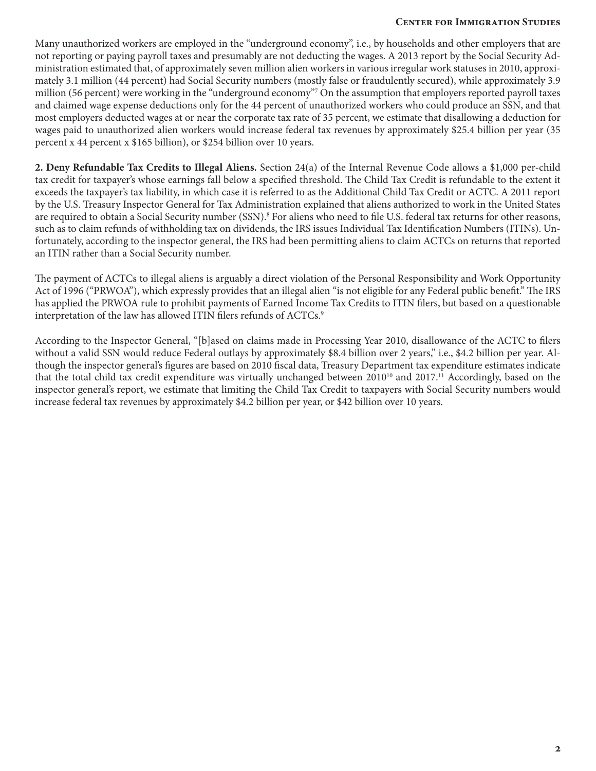Many unauthorized workers are employed in the "underground economy", i.e., by households and other employers that are not reporting or paying payroll taxes and presumably are not deducting the wages. A 2013 report by the Social Security Administration estimated that, of approximately seven million alien workers in various irregular work statuses in 2010, approximately 3.1 million (44 percent) had Social Security numbers (mostly false or fraudulently secured), while approximately 3.9 million (56 percent) were working in the "underground economy"[7] On the assumption that employers reported payroll taxes and claimed wage expense deductions only for the 44 percent of unauthorized workers who could produce an SSN, and that most employers deducted wages at or near the corporate tax rate of 35 percent, we estimate that disallowing a deduction for wages paid to unauthorized alien workers would increase federal tax revenues by approximately $25.4 billion per year (35 percent x 44 percent x $165 billion), or $254 billion over 10 years.

**2. Deny Refundable Tax Credits to Illegal Aliens.** Section 24(a) of the Internal Revenue Code allows a $1,000 per-child tax credit for taxpayer's whose earnings fall below a specified threshold. The Child Tax Credit is refundable to the extent it exceeds the taxpayer's tax liability, in which case it is referred to as the Additional Child Tax Credit or ACTC. A 2011 report by the U.S. Treasury Inspector General for Tax Administration explained that aliens authorized to work in the United States are required to obtain a Social Security number (SSN).[8] For aliens who need to file U.S. federal tax returns for other reasons, such as to claim refunds of withholding tax on dividends, the IRS issues Individual Tax Identification Numbers (ITINs). Unfortunately, according to the inspector general, the IRS had been permitting aliens to claim ACTCs on returns that reported an ITIN rather than a Social Security number.

The payment of ACTCs to illegal aliens is arguably a direct violation of the Personal Responsibility and Work Opportunity Act of 1996 ("PRWOA"), which expressly provides that an illegal alien "is not eligible for any Federal public benefit." The IRS has applied the PRWOA rule to prohibit payments of Earned Income Tax Credits to ITIN filers, but based on a questionable interpretation of the law has allowed ITIN filers refunds of ACTCs.[9]

According to the Inspector General, "[b]ased on claims made in Processing Year 2010, disallowance of the ACTC to filers without a valid SSN would reduce Federal outlays by approximately $8.4 billion over 2 years," i.e., $4.2 billion per year. Although the inspector general's figures are based on 2010 fiscal data, Treasury Department tax expenditure estimates indicate that the total child tax credit expenditure was virtually unchanged between 2010[10] and 2017.[11] Accordingly, based on the inspector general's report, we estimate that limiting the Child Tax Credit to taxpayers with Social Security numbers would increase federal tax revenues by approximately $4.2 billion per year, or $42 billion over 10 years.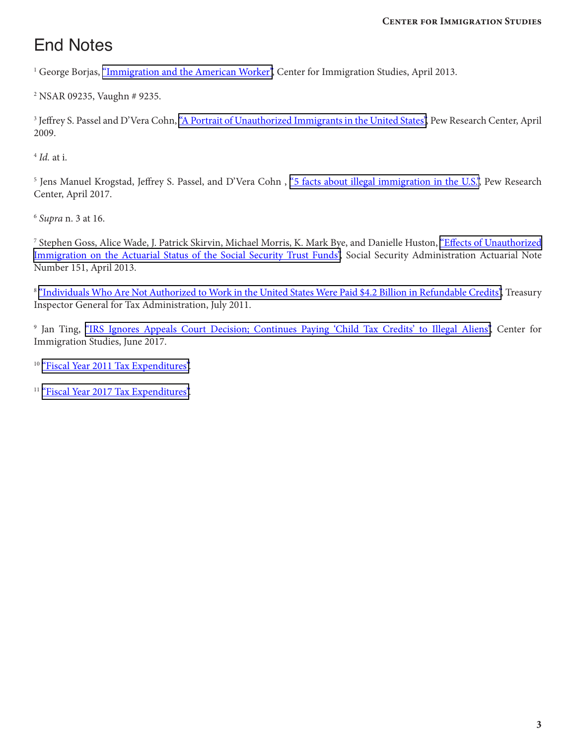# End Notes

[1] George Borjas, "Immigration and the American Worker", Center for Immigration Studies, April 2013.

[2] NSAR 09235, Vaughn # 9235.

[3] Jeffrey S. Passel and D'Vera Cohn, "A Portrait of Unauthorized Immigrants in the United States", Pew Research Center, April 2009.

[4] *Id.* at i.

[5] Jens Manuel Krogstad, Jeffrey S. Passel, and D'Vera Cohn , "5 facts about illegal immigration in the U.S.", Pew Research Center, April 2017.

[6] *Supra* n. 3 at 16.

[7] Stephen Goss, Alice Wade, J. Patrick Skirvin, Michael Morris, K. Mark Bye, and Danielle Huston, "Effects of Unauthorized Immigration on the Actuarial Status of the Social Security Trust Funds", Social Security Administration Actuarial Note Number 151, April 2013.

[8] "Individuals Who Are Not Authorized to Work in the United States Were Paid $4.2 Billion in Refundable Credits", Treasury Inspector General for Tax Administration, July 2011.

[9] Jan Ting, "IRS Ignores Appeals Court Decision; Continues Paying 'Child Tax Credits' to Illegal Aliens", Center for Immigration Studies, June 2017.

[10] "Fiscal Year 2011 Tax Expenditures".

[11] "Fiscal Year 2017 Tax Expenditures".